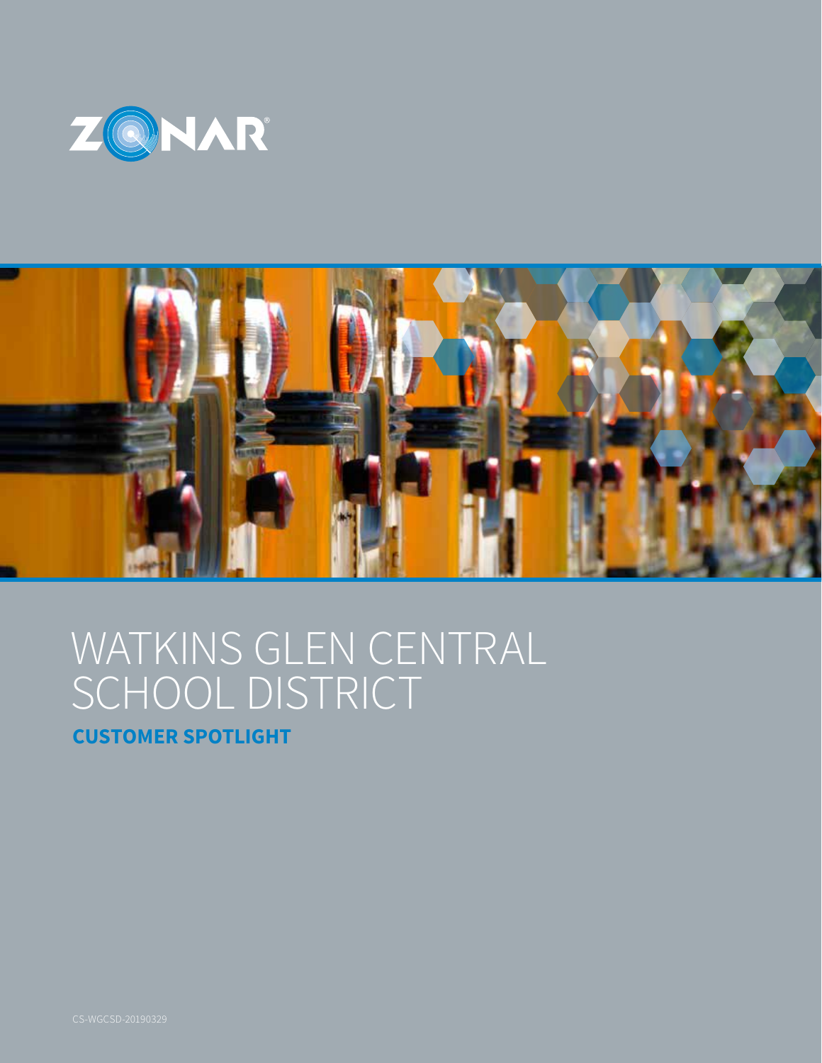ZONAR®

# WATKINS GLEN CENTRAL SCHOOL DISTRICT

**CUSTOMER SPOTLIGHT**

CS-WGCSD-20190329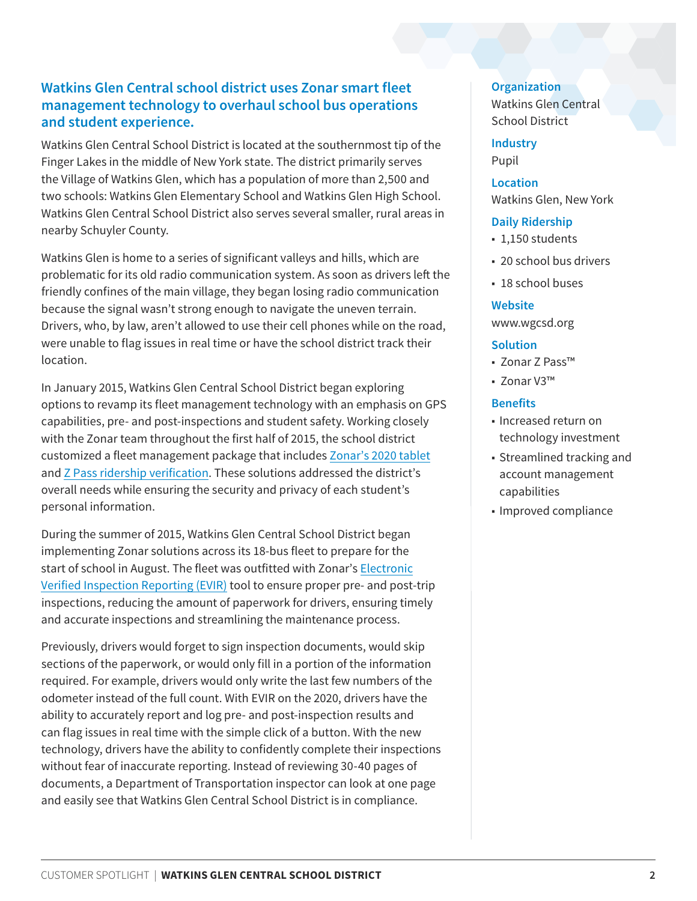## Watkins Glen Central school district uses Zonar smart fleet management technology to overhaul school bus operations and student experience.

Watkins Glen Central School District is located at the southernmost tip of the Finger Lakes in the middle of New York state. The district primarily serves the Village of Watkins Glen, which has a population of more than 2,500 and two schools: Watkins Glen Elementary School and Watkins Glen High School. Watkins Glen Central School District also serves several smaller, rural areas in nearby Schuyler County.

Watkins Glen is home to a series of significant valleys and hills, which are problematic for its old radio communication system. As soon as drivers left the friendly confines of the main village, they began losing radio communication because the signal wasn't strong enough to navigate the uneven terrain. Drivers, who, by law, aren't allowed to use their cell phones while on the road, were unable to flag issues in real time or have the school district track their location.

In January 2015, Watkins Glen Central School District began exploring options to revamp its fleet management technology with an emphasis on GPS capabilities, pre- and post-inspections and student safety. Working closely with the Zonar team throughout the first half of 2015, the school district customized a fleet management package that includes Zonar's 2020 tablet and Z Pass ridership verification. These solutions addressed the district's overall needs while ensuring the security and privacy of each student's personal information.

During the summer of 2015, Watkins Glen Central School District began implementing Zonar solutions across its 18-bus fleet to prepare for the start of school in August. The fleet was outfitted with Zonar's Electronic Verified Inspection Reporting (EVIR) tool to ensure proper pre- and post-trip inspections, reducing the amount of paperwork for drivers, ensuring timely and accurate inspections and streamlining the maintenance process.

Previously, drivers would forget to sign inspection documents, would skip sections of the paperwork, or would only fill in a portion of the information required. For example, drivers would only write the last few numbers of the odometer instead of the full count. With EVIR on the 2020, drivers have the ability to accurately report and log pre- and post-inspection results and can flag issues in real time with the simple click of a button. With the new technology, drivers have the ability to confidently complete their inspections without fear of inaccurate reporting. Instead of reviewing 30-40 pages of documents, a Department of Transportation inspector can look at one page and easily see that Watkins Glen Central School District is in compliance.

**Organization**
Watkins Glen Central School District

**Industry**
Pupil

**Location**
Watkins Glen, New York

**Daily Ridership**
- 1,150 students
- 20 school bus drivers
- 18 school buses

**Website**
www.wgcsd.org

**Solution**
- Zonar Z Pass™
- Zonar V3™

**Benefits**
- Increased return on technology investment
- Streamlined tracking and account management capabilities
- Improved compliance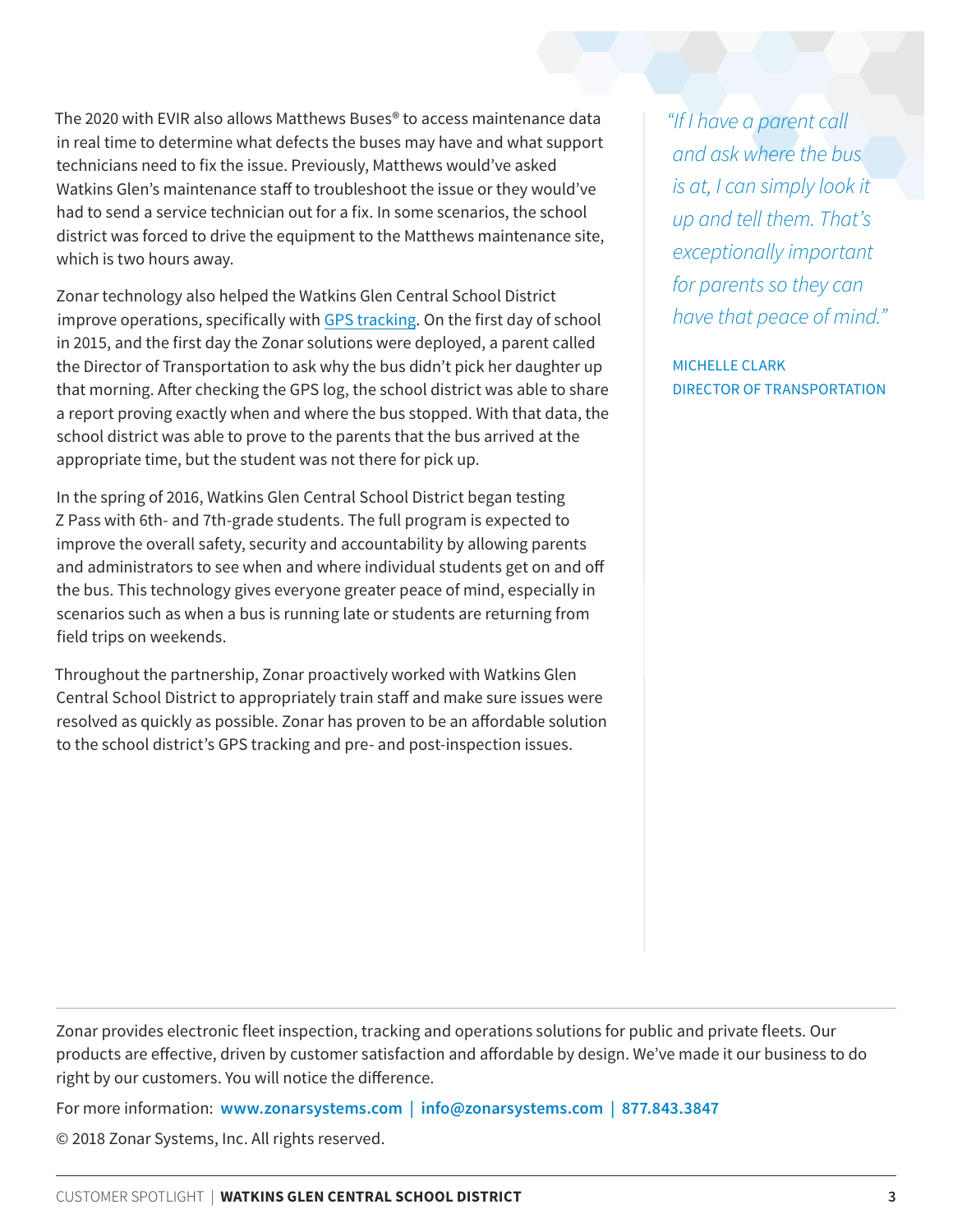The 2020 with EVIR also allows Matthews Buses® to access maintenance data in real time to determine what defects the buses may have and what support technicians need to fix the issue. Previously, Matthews would've asked Watkins Glen's maintenance staff to troubleshoot the issue or they would've had to send a service technician out for a fix. In some scenarios, the school district was forced to drive the equipment to the Matthews maintenance site, which is two hours away.

Zonar technology also helped the Watkins Glen Central School District improve operations, specifically with GPS tracking. On the first day of school in 2015, and the first day the Zonar solutions were deployed, a parent called the Director of Transportation to ask why the bus didn't pick her daughter up that morning. After checking the GPS log, the school district was able to share a report proving exactly when and where the bus stopped. With that data, the school district was able to prove to the parents that the bus arrived at the appropriate time, but the student was not there for pick up.

In the spring of 2016, Watkins Glen Central School District began testing Z Pass with 6th- and 7th-grade students. The full program is expected to improve the overall safety, security and accountability by allowing parents and administrators to see when and where individual students get on and off the bus. This technology gives everyone greater peace of mind, especially in scenarios such as when a bus is running late or students are returning from field trips on weekends.

Throughout the partnership, Zonar proactively worked with Watkins Glen Central School District to appropriately train staff and make sure issues were resolved as quickly as possible. Zonar has proven to be an affordable solution to the school district's GPS tracking and pre- and post-inspection issues.

> *"If I have a parent call and ask where the bus is at, I can simply look it up and tell them. That's exceptionally important for parents so they can have that peace of mind."*
>
> MICHELLE CLARK
> DIRECTOR OF TRANSPORTATION

---

Zonar provides electronic fleet inspection, tracking and operations solutions for public and private fleets. Our products are effective, driven by customer satisfaction and affordable by design. We've made it our business to do right by our customers. You will notice the difference.

For more information: **www.zonarsystems.com | info@zonarsystems.com | 877.843.3847**

© 2018 Zonar Systems, Inc. All rights reserved.